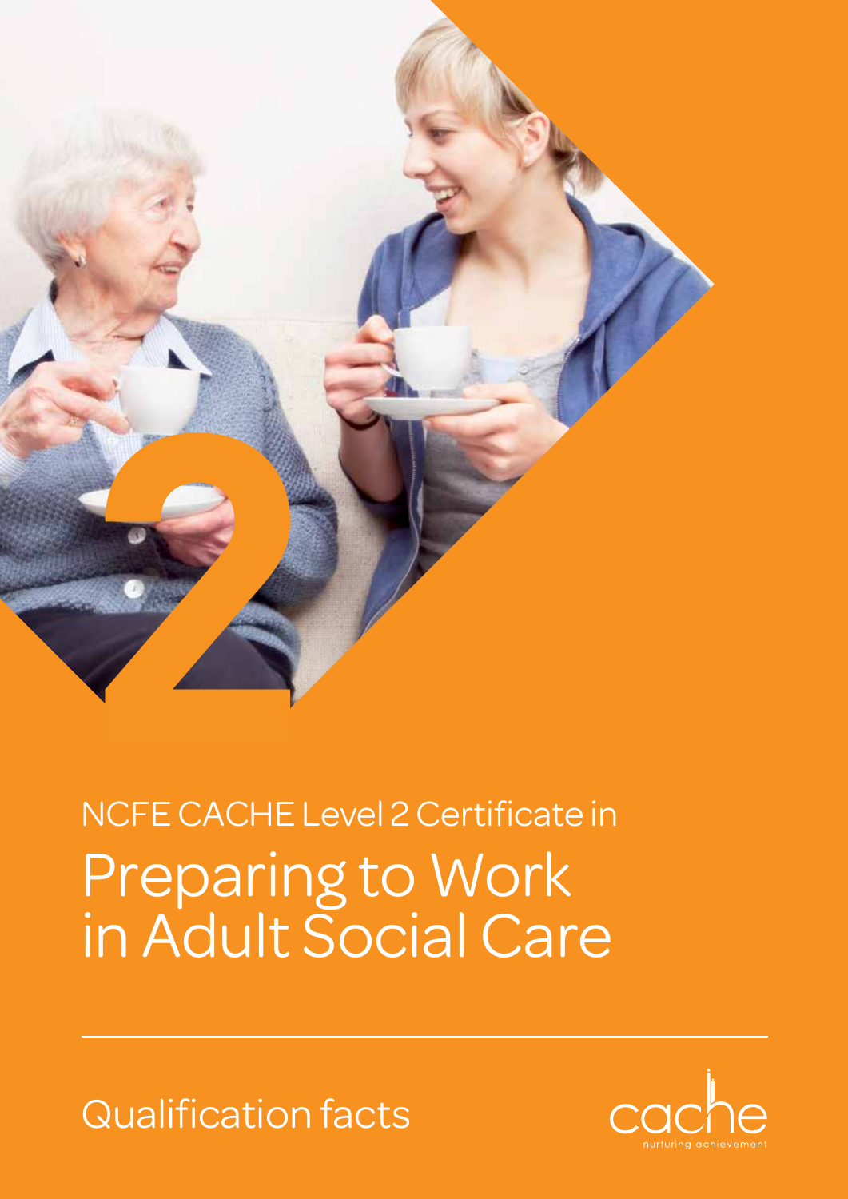NCFE CACHE Level 2 Certificate in

# Preparing to Work in Adult Social Care

## Qualification facts

cache
nurturing achievement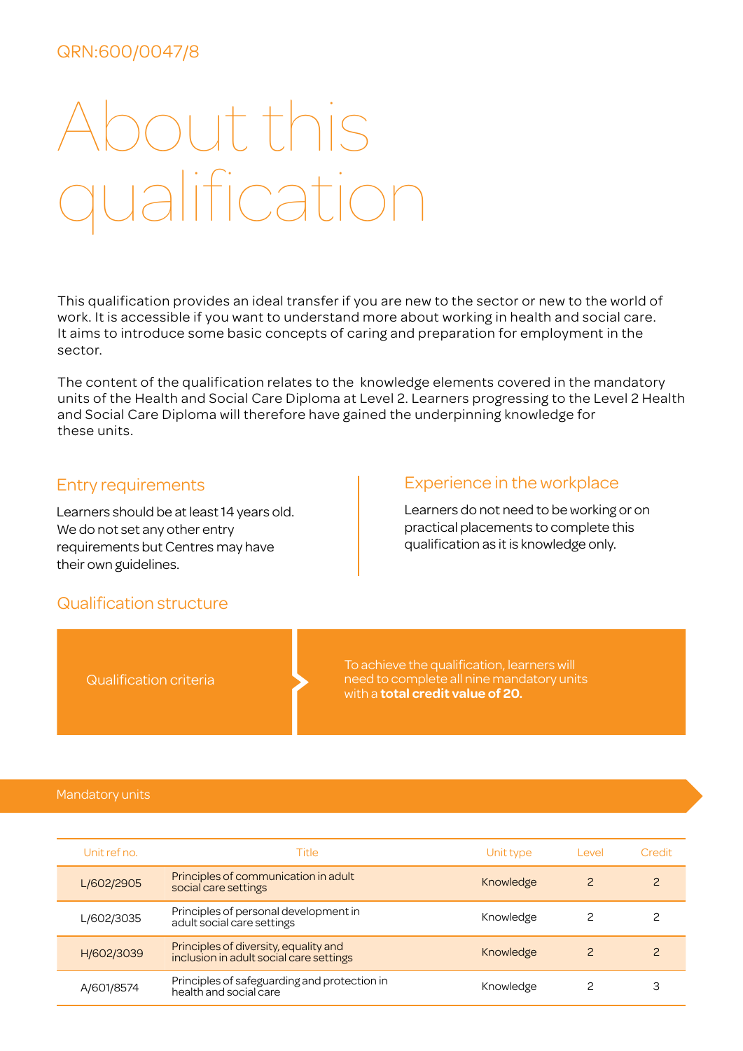QRN:600/0047/8

# About this qualification

This qualification provides an ideal transfer if you are new to the sector or new to the world of work. It is accessible if you want to understand more about working in health and social care. It aims to introduce some basic concepts of caring and preparation for employment in the sector.

The content of the qualification relates to the knowledge elements covered in the mandatory units of the Health and Social Care Diploma at Level 2. Learners progressing to the Level 2 Health and Social Care Diploma will therefore have gained the underpinning knowledge for these units.

## Entry requirements

Learners should be at least 14 years old. We do not set any other entry requirements but Centres may have their own guidelines.

## Experience in the workplace

Learners do not need to be working or on practical placements to complete this qualification as it is knowledge only.

## Qualification structure

| Qualification criteria | To achieve the qualification, learners will need to complete all nine mandatory units with a **total credit value of 20.** |
|---|---|

### Mandatory units

| Unit ref no. | Title | Unit type | Level | Credit |
|---|---|---|---|---|
| L/602/2905 | Principles of communication in adult social care settings | Knowledge | 2 | 2 |
| L/602/3035 | Principles of personal development in adult social care settings | Knowledge | 2 | 2 |
| H/602/3039 | Principles of diversity, equality and inclusion in adult social care settings | Knowledge | 2 | 2 |
| A/601/8574 | Principles of safeguarding and protection in health and social care | Knowledge | 2 | 3 |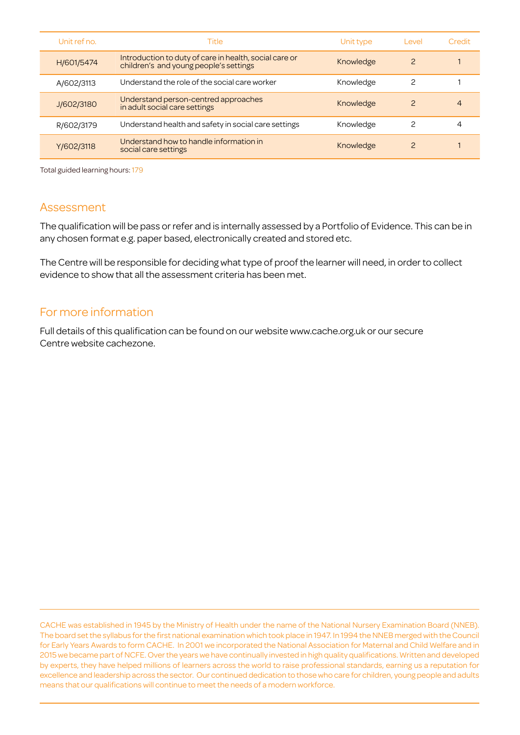| Unit ref no. | Title | Unit type | Level | Credit |
|---|---|---|---|---|
| H/601/5474 | Introduction to duty of care in health, social care or children's and young people's settings | Knowledge | 2 | 1 |
| A/602/3113 | Understand the role of the social care worker | Knowledge | 2 | 1 |
| J/602/3180 | Understand person-centred approaches in adult social care settings | Knowledge | 2 | 4 |
| R/602/3179 | Understand health and safety in social care settings | Knowledge | 2 | 4 |
| Y/602/3118 | Understand how to handle information in social care settings | Knowledge | 2 | 1 |

Total guided learning hours: 179

## Assessment

The qualification will be pass or refer and is internally assessed by a Portfolio of Evidence. This can be in any chosen format e.g. paper based, electronically created and stored etc.

The Centre will be responsible for deciding what type of proof the learner will need, in order to collect evidence to show that all the assessment criteria has been met.

## For more information

Full details of this qualification can be found on our website www.cache.org.uk or our secure Centre website cachezone.

CACHE was established in 1945 by the Ministry of Health under the name of the National Nursery Examination Board (NNEB). The board set the syllabus for the first national examination which took place in 1947. In 1994 the NNEB merged with the Council for Early Years Awards to form CACHE. In 2001 we incorporated the National Association for Maternal and Child Welfare and in 2015 we became part of NCFE. Over the years we have continually invested in high quality qualifications. Written and developed by experts, they have helped millions of learners across the world to raise professional standards, earning us a reputation for excellence and leadership across the sector. Our continued dedication to those who care for children, young people and adults means that our qualifications will continue to meet the needs of a modern workforce.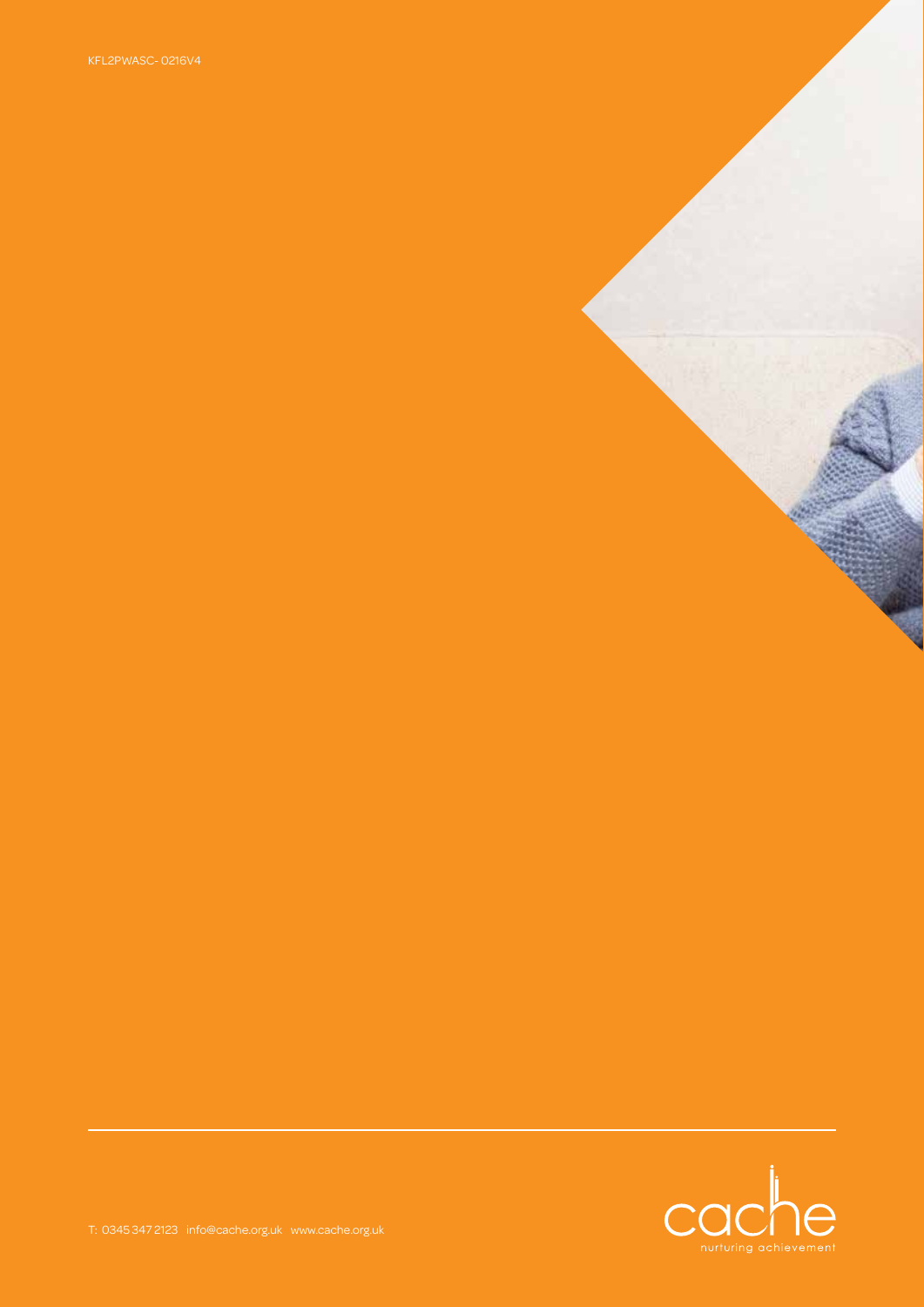KFL2PWASC- 0216V4

T: 0345 347 2123 info@cache.org.uk www.cache.org.uk

cache

nurturing achievement